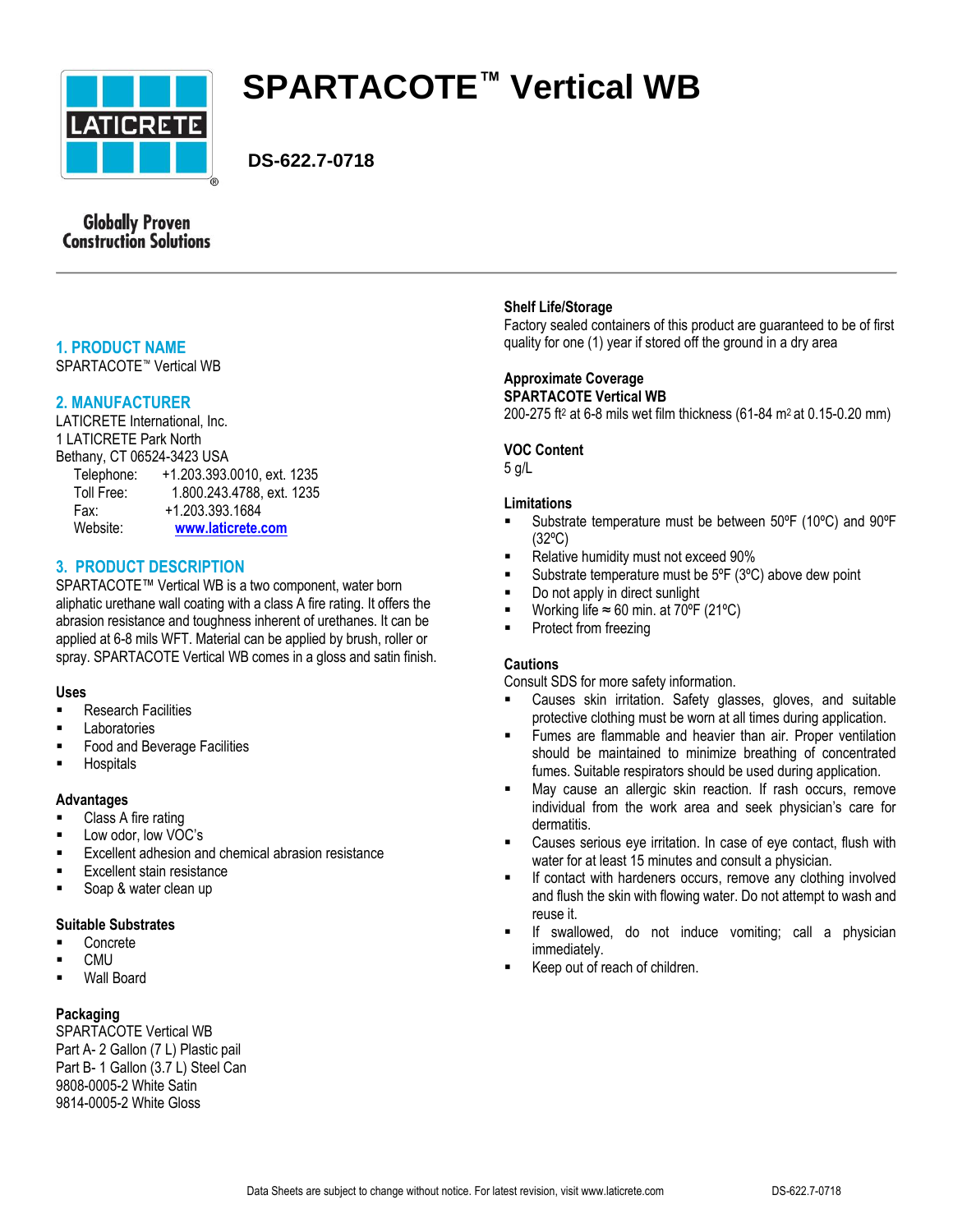# SPARTACOTE™ Vertical WB

**DS-622.7-0718**

Globally Proven Construction Solutions

## 1. PRODUCT NAME

SPARTACOTE™ Vertical WB

## 2. MANUFACTURER

LATICRETE International, Inc.
1 LATICRETE Park North
Bethany, CT 06524-3423 USA

| | |
|---|---|
| Telephone: | +1.203.393.0010, ext. 1235 |
| Toll Free: | 1.800.243.4788, ext. 1235 |
| Fax: | +1.203.393.1684 |
| Website: | www.laticrete.com |

## 3. PRODUCT DESCRIPTION

SPARTACOTE™ Vertical WB is a two component, water born aliphatic urethane wall coating with a class A fire rating. It offers the abrasion resistance and toughness inherent of urethanes. It can be applied at 6-8 mils WFT. Material can be applied by brush, roller or spray. SPARTACOTE Vertical WB comes in a gloss and satin finish.

### Uses

- Research Facilities
- Laboratories
- Food and Beverage Facilities
- Hospitals

### Advantages

- Class A fire rating
- Low odor, low VOC's
- Excellent adhesion and chemical abrasion resistance
- Excellent stain resistance
- Soap & water clean up

### Suitable Substrates

- Concrete
- CMU
- Wall Board

### Packaging

SPARTACOTE Vertical WB
Part A- 2 Gallon (7 L) Plastic pail
Part B- 1 Gallon (3.7 L) Steel Can
9808-0005-2 White Satin
9814-0005-2 White Gloss

### Shelf Life/Storage

Factory sealed containers of this product are guaranteed to be of first quality for one (1) year if stored off the ground in a dry area

### Approximate Coverage

**SPARTACOTE Vertical WB**
200-275 ft² at 6-8 mils wet film thickness (61-84 m² at 0.15-0.20 mm)

### VOC Content

5 g/L

### Limitations

- Substrate temperature must be between 50ºF (10ºC) and 90ºF (32ºC)
- Relative humidity must not exceed 90%
- Substrate temperature must be 5ºF (3ºC) above dew point
- Do not apply in direct sunlight
- Working life ≈ 60 min. at 70ºF (21ºC)
- Protect from freezing

### Cautions

Consult SDS for more safety information.

- Causes skin irritation. Safety glasses, gloves, and suitable protective clothing must be worn at all times during application.
- Fumes are flammable and heavier than air. Proper ventilation should be maintained to minimize breathing of concentrated fumes. Suitable respirators should be used during application.
- May cause an allergic skin reaction. If rash occurs, remove individual from the work area and seek physician's care for dermatitis.
- Causes serious eye irritation. In case of eye contact, flush with water for at least 15 minutes and consult a physician.
- If contact with hardeners occurs, remove any clothing involved and flush the skin with flowing water. Do not attempt to wash and reuse it.
- If swallowed, do not induce vomiting; call a physician immediately.
- Keep out of reach of children.

Data Sheets are subject to change without notice. For latest revision, visit www.laticrete.com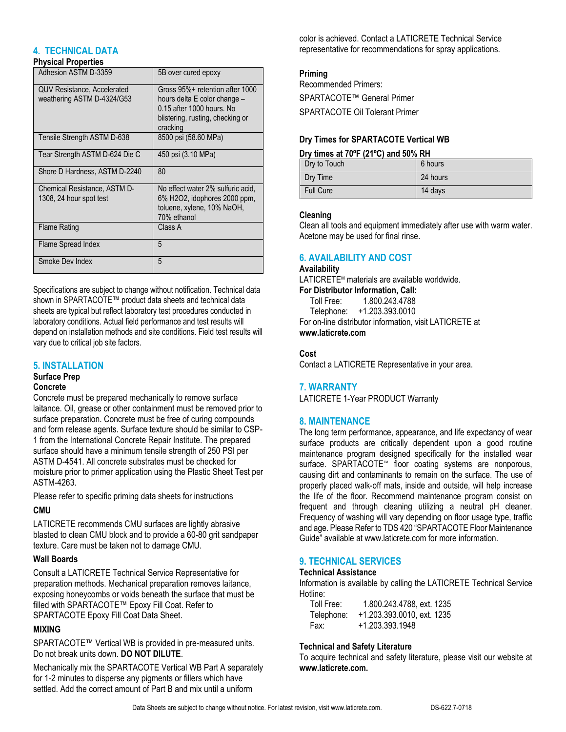## 4. TECHNICAL DATA

**Physical Properties**

| Property | Value |
|---|---|
| Adhesion ASTM D-3359 | 5B over cured epoxy |
| QUV Resistance, Accelerated weathering ASTM D-4324/G53 | Gross 95%+ retention after 1000 hours delta E color change – 0.15 after 1000 hours. No blistering, rusting, checking or cracking |
| Tensile Strength ASTM D-638 | 8500 psi (58.60 MPa) |
| Tear Strength ASTM D-624 Die C | 450 psi (3.10 MPa) |
| Shore D Hardness, ASTM D-2240 | 80 |
| Chemical Resistance, ASTM D-1308, 24 hour spot test | No effect water 2% sulfuric acid, 6% $H_2O_2$, idophores 2000 ppm, toluene, xylene, 10% NaOH, 70% ethanol |
| Flame Rating | Class A |
| Flame Spread Index | 5 |
| Smoke Dev Index | 5 |

Specifications are subject to change without notification. Technical data shown in SPARTACOTE™ product data sheets and technical data sheets are typical but reflect laboratory test procedures conducted in laboratory conditions. Actual field performance and test results will depend on installation methods and site conditions. Field test results will vary due to critical job site factors.

## 5. INSTALLATION

**Surface Prep**

**Concrete**

Concrete must be prepared mechanically to remove surface laitance. Oil, grease or other containment must be removed prior to surface preparation. Concrete must be free of curing compounds and form release agents. Surface texture should be similar to CSP-1 from the International Concrete Repair Institute. The prepared surface should have a minimum tensile strength of 250 PSI per ASTM D-4541. All concrete substrates must be checked for moisture prior to primer application using the Plastic Sheet Test per ASTM-4263.

Please refer to specific priming data sheets for instructions

**CMU**

LATICRETE recommends CMU surfaces are lightly abrasive blasted to clean CMU block and to provide a 60-80 grit sandpaper texture. Care must be taken not to damage CMU.

**Wall Boards**

Consult a LATICRETE Technical Service Representative for preparation methods. Mechanical preparation removes laitance, exposing honeycombs or voids beneath the surface that must be filled with SPARTACOTE™ Epoxy Fill Coat. Refer to SPARTACOTE Epoxy Fill Coat Data Sheet.

**MIXING**

SPARTACOTE™ Vertical WB is provided in pre-measured units. Do not break units down. **DO NOT DILUTE**.

Mechanically mix the SPARTACOTE Vertical WB Part A separately for 1-2 minutes to disperse any pigments or fillers which have settled. Add the correct amount of Part B and mix until a uniform color is achieved. Contact a LATICRETE Technical Service representative for recommendations for spray applications.

**Priming**

Recommended Primers:

SPARTACOTE™ General Primer

SPARTACOTE Oil Tolerant Primer

**Dry Times for SPARTACOTE Vertical WB**

**Dry times at 70ºF (21ºC) and 50% RH**

| Stage | Time |
|---|---|
| Dry to Touch | 6 hours |
| Dry Time | 24 hours |
| Full Cure | 14 days |

**Cleaning**

Clean all tools and equipment immediately after use with warm water. Acetone may be used for final rinse.

## 6. AVAILABILITY AND COST

**Availability**

LATICRETE® materials are available worldwide.

**For Distributor Information, Call:**

Toll Free: 1.800.243.4788
Telephone: +1.203.393.0010

For on-line distributor information, visit LATICRETE at **www.laticrete.com**

**Cost**

Contact a LATICRETE Representative in your area.

## 7. WARRANTY

LATICRETE 1-Year PRODUCT Warranty

## 8. MAINTENANCE

The long term performance, appearance, and life expectancy of wear surface products are critically dependent upon a good routine maintenance program designed specifically for the installed wear surface. SPARTACOTE™ floor coating systems are nonporous, causing dirt and contaminants to remain on the surface. The use of properly placed walk-off mats, inside and outside, will help increase the life of the floor. Recommend maintenance program consist on frequent and through cleaning utilizing a neutral pH cleaner. Frequency of washing will vary depending on floor usage type, traffic and age. Please Refer to TDS 420 "SPARTACOTE Floor Maintenance Guide" available at www.laticrete.com for more information.

## 9. TECHNICAL SERVICES

**Technical Assistance**

Information is available by calling the LATICRETE Technical Service Hotline:

Toll Free: 1.800.243.4788, ext. 1235
Telephone: +1.203.393.0010, ext. 1235
Fax: +1.203.393.1948

**Technical and Safety Literature**

To acquire technical and safety literature, please visit our website at **www.laticrete.com.**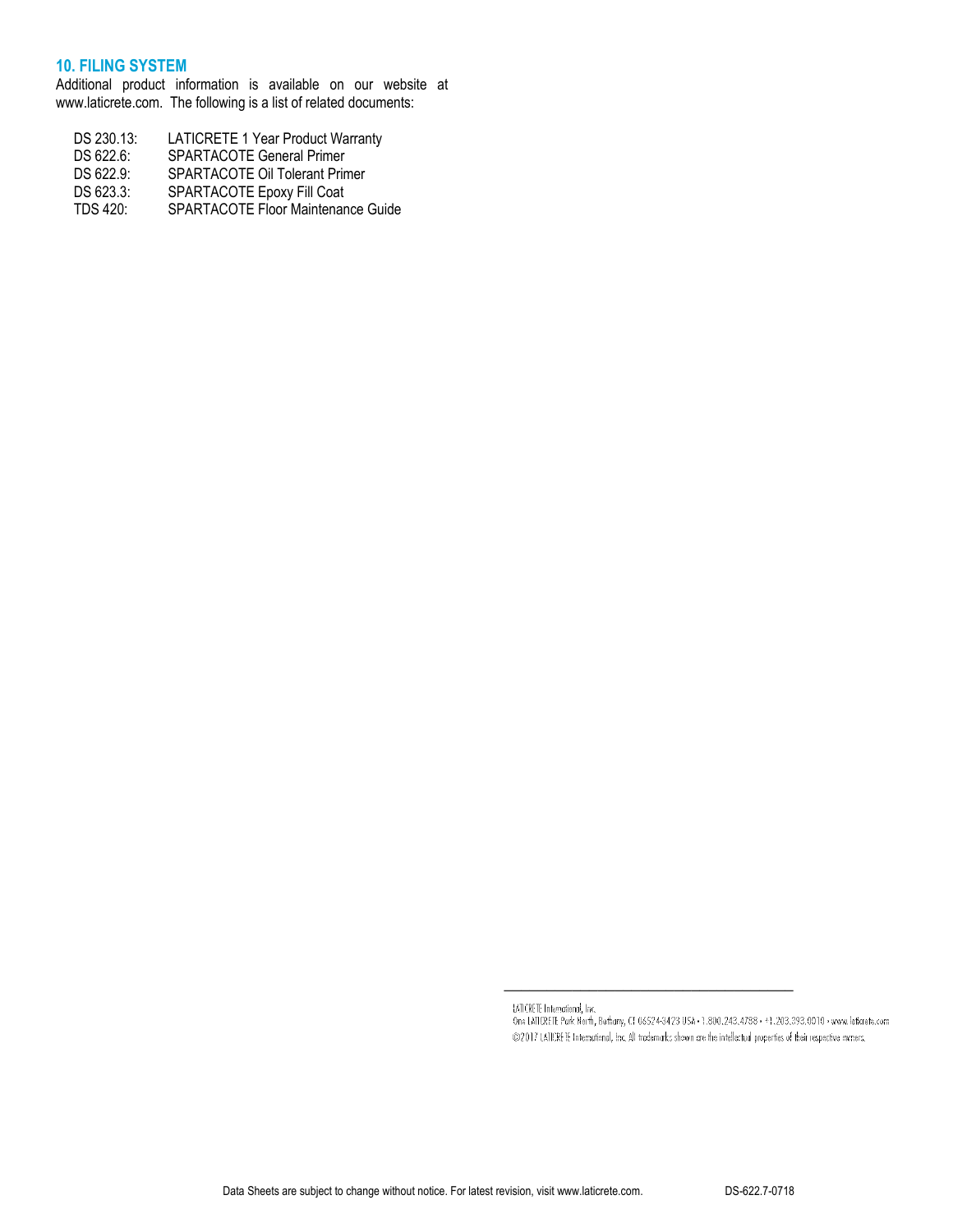## 10. FILING SYSTEM

Additional product information is available on our website at www.laticrete.com. The following is a list of related documents:

| | |
|---|---|
| DS 230.13: | LATICRETE 1 Year Product Warranty |
| DS 622.6: | SPARTACOTE General Primer |
| DS 622.9: | SPARTACOTE Oil Tolerant Primer |
| DS 623.3: | SPARTACOTE Epoxy Fill Coat |
| TDS 420: | SPARTACOTE Floor Maintenance Guide |

LATICRETE International, Inc.
One LATICRETE Park North, Bethany, CT 06524-3423 USA • 1.800.243.4788 • +1.203.393.0010 • www.laticrete.com
©2017 LATICRETE International, Inc. All trademarks shown are the intellectual properties of their respective owners.

Data Sheets are subject to change without notice. For latest revision, visit www.laticrete.com. DS-622.7-0718